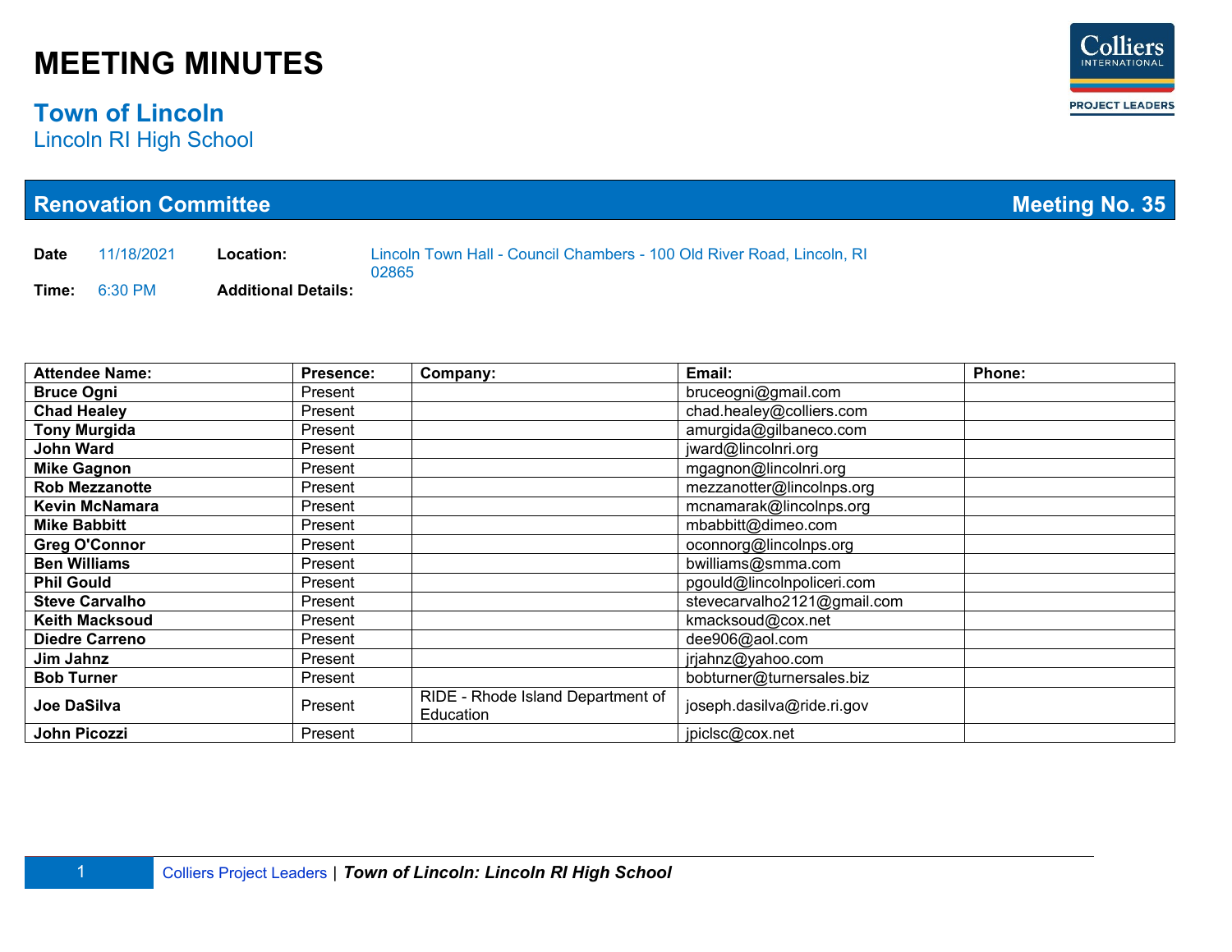# MEETING MINUTES

## Town of Lincoln

Lincoln RI High School

## Renovation Committee — Meeting No. 35

**Date** 11/18/2021 **Location:** Lincoln Town Hall - Council Chambers - 100 Old River Road, Lincoln, RI 02865

**Time:** 6:30 PM **Additional Details:**

| Attendee Name: | Presence: | Company: | Email: | Phone: |
|---|---|---|---|---|
| **Bruce Ogni** | Present | | bruceogni@gmail.com | |
| **Chad Healey** | Present | | chad.healey@colliers.com | |
| **Tony Murgida** | Present | | amurgida@gilbaneco.com | |
| **John Ward** | Present | | jward@lincolnri.org | |
| **Mike Gagnon** | Present | | mgagnon@lincolnri.org | |
| **Rob Mezzanotte** | Present | | mezzanotter@lincolnps.org | |
| **Kevin McNamara** | Present | | mcnamarak@lincolnps.org | |
| **Mike Babbitt** | Present | | mbabbitt@dimeo.com | |
| **Greg O'Connor** | Present | | oconnorg@lincolnps.org | |
| **Ben Williams** | Present | | bwilliams@smma.com | |
| **Phil Gould** | Present | | pgould@lincolnpoliceri.com | |
| **Steve Carvalho** | Present | | stevecarvalho2121@gmail.com | |
| **Keith Macksoud** | Present | | kmacksoud@cox.net | |
| **Diedre Carreno** | Present | | dee906@aol.com | |
| **Jim Jahnz** | Present | | jrjahnz@yahoo.com | |
| **Bob Turner** | Present | | bobturner@turnersales.biz | |
| **Joe DaSilva** | Present | RIDE - Rhode Island Department of Education | joseph.dasilva@ride.ri.gov | |
| **John Picozzi** | Present | | jpiclsc@cox.net | |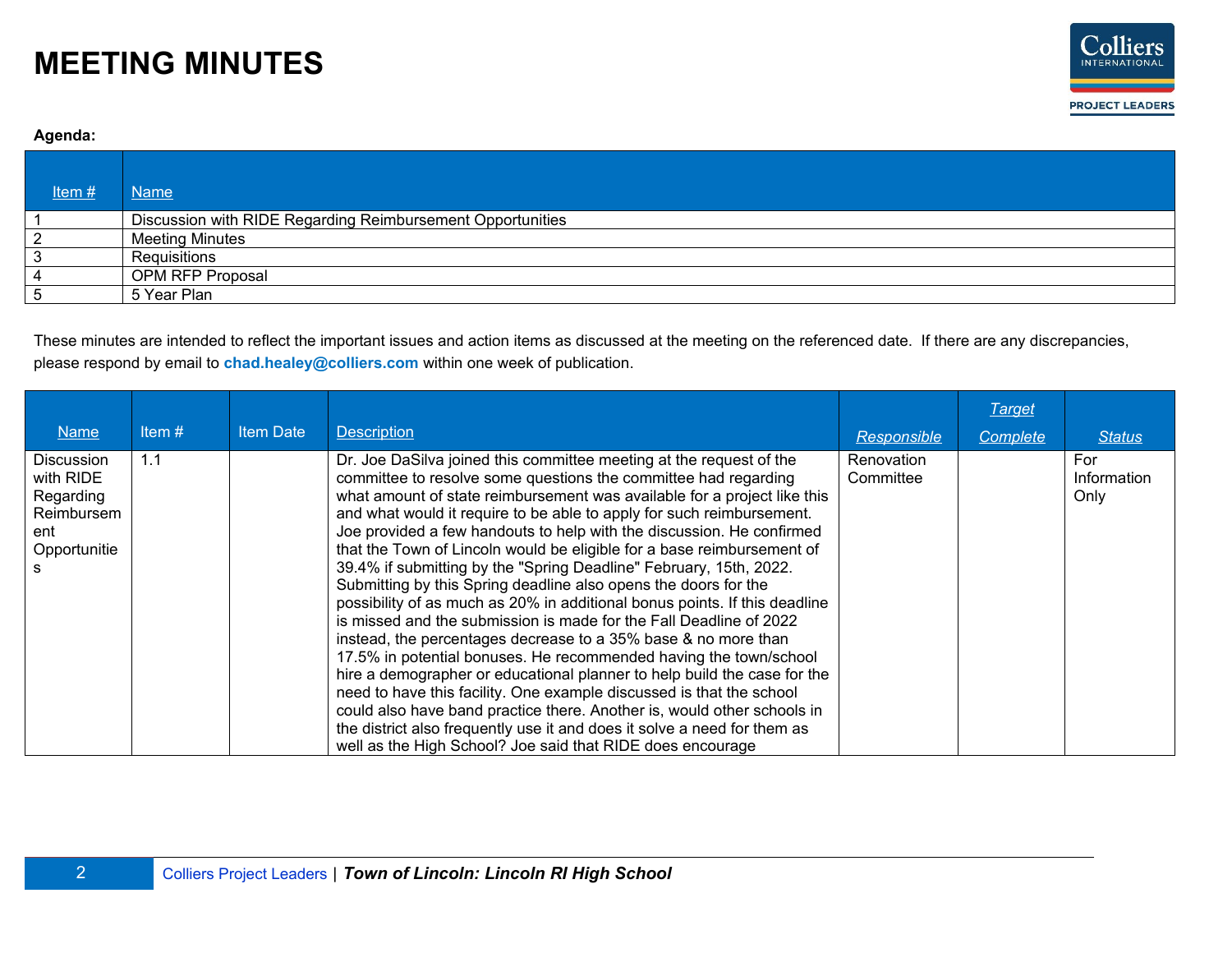# MEETING MINUTES

**Agenda:**

| Item # | Name |
|---|---|
| 1 | Discussion with RIDE Regarding Reimbursement Opportunities |
| 2 | Meeting Minutes |
| 3 | Requisitions |
| 4 | OPM RFP Proposal |
| 5 | 5 Year Plan |

These minutes are intended to reflect the important issues and action items as discussed at the meeting on the referenced date. If there are any discrepancies, please respond by email to **chad.healey@colliers.com** within one week of publication.

| Name | Item # | Item Date | Description | Responsible | Target Complete | Status |
|---|---|---|---|---|---|---|
| Discussion with RIDE Regarding Reimbursement Opportunities | 1.1 | | Dr. Joe DaSilva joined this committee meeting at the request of the committee to resolve some questions the committee had regarding what amount of state reimbursement was available for a project like this and what would it require to be able to apply for such reimbursement. Joe provided a few handouts to help with the discussion. He confirmed that the Town of Lincoln would be eligible for a base reimbursement of 39.4% if submitting by the "Spring Deadline" February, 15th, 2022. Submitting by this Spring deadline also opens the doors for the possibility of as much as 20% in additional bonus points. If this deadline is missed and the submission is made for the Fall Deadline of 2022 instead, the percentages decrease to a 35% base & no more than 17.5% in potential bonuses. He recommended having the town/school hire a demographer or educational planner to help build the case for the need to have this facility. One example discussed is that the school could also have band practice there. Another is, would other schools in the district also frequently use it and does it solve a need for them as well as the High School? Joe said that RIDE does encourage | Renovation Committee | | For Information Only |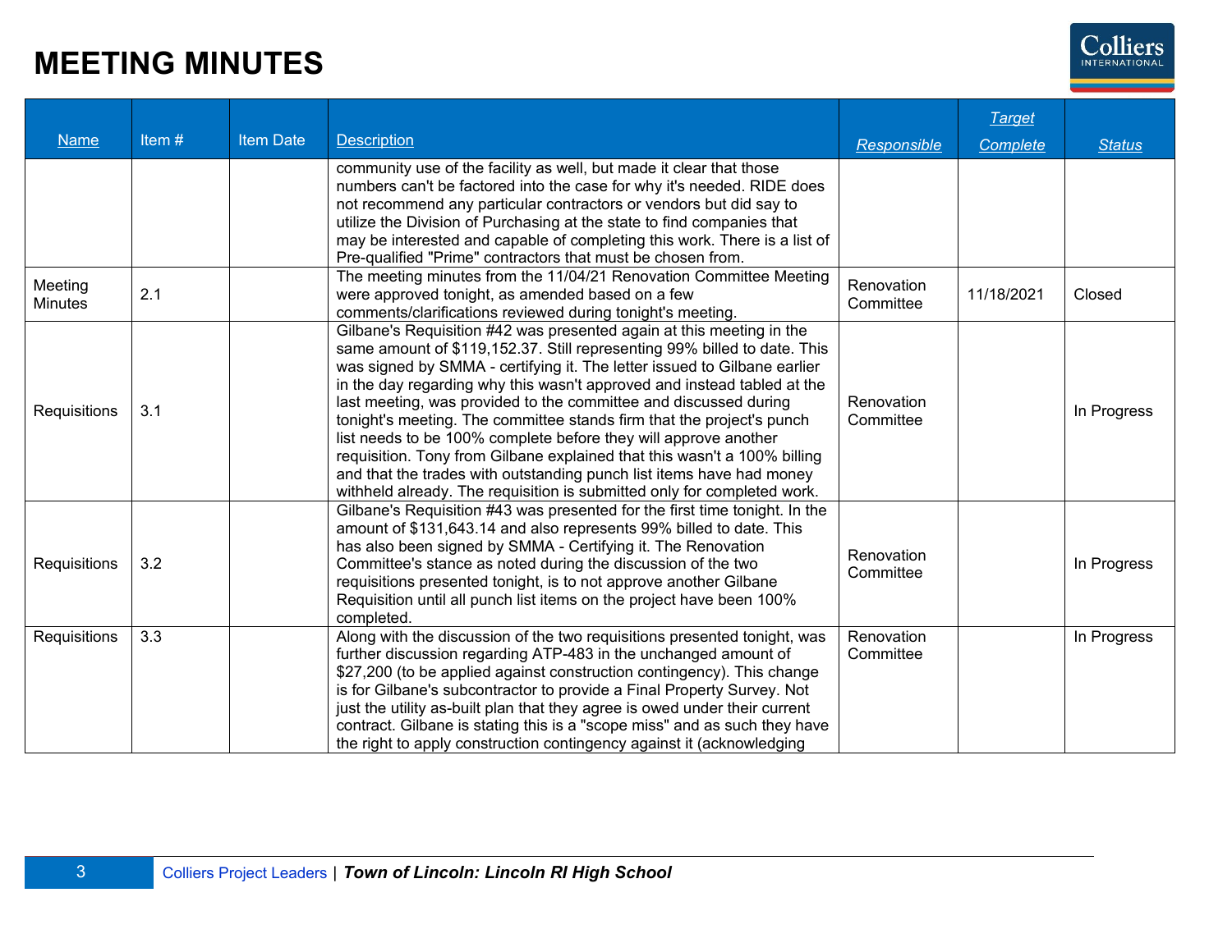# MEETING MINUTES

| Name | Item # | Item Date | Description | Responsible | Target Complete | Status |
|---|---|---|---|---|---|---|
| | | | community use of the facility as well, but made it clear that those numbers can't be factored into the case for why it's needed. RIDE does not recommend any particular contractors or vendors but did say to utilize the Division of Purchasing at the state to find companies that may be interested and capable of completing this work. There is a list of Pre-qualified "Prime" contractors that must be chosen from. | | | |
| Meeting Minutes | 2.1 | | The meeting minutes from the 11/04/21 Renovation Committee Meeting were approved tonight, as amended based on a few comments/clarifications reviewed during tonight's meeting. | Renovation Committee | 11/18/2021 | Closed |
| Requisitions | 3.1 | | Gilbane's Requisition #42 was presented again at this meeting in the same amount of $119,152.37. Still representing 99% billed to date. This was signed by SMMA - certifying it. The letter issued to Gilbane earlier in the day regarding why this wasn't approved and instead tabled at the last meeting, was provided to the committee and discussed during tonight's meeting. The committee stands firm that the project's punch list needs to be 100% complete before they will approve another requisition. Tony from Gilbane explained that this wasn't a 100% billing and that the trades with outstanding punch list items have had money withheld already. The requisition is submitted only for completed work. | Renovation Committee | | In Progress |
| Requisitions | 3.2 | | Gilbane's Requisition #43 was presented for the first time tonight. In the amount of $131,643.14 and also represents 99% billed to date. This has also been signed by SMMA - Certifying it. The Renovation Committee's stance as noted during the discussion of the two requisitions presented tonight, is to not approve another Gilbane Requisition until all punch list items on the project have been 100% completed. | Renovation Committee | | In Progress |
| Requisitions | 3.3 | | Along with the discussion of the two requisitions presented tonight, was further discussion regarding ATP-483 in the unchanged amount of $27,200 (to be applied against construction contingency). This change is for Gilbane's subcontractor to provide a Final Property Survey. Not just the utility as-built plan that they agree is owed under their current contract. Gilbane is stating this is a "scope miss" and as such they have the right to apply construction contingency against it (acknowledging | Renovation Committee | | In Progress |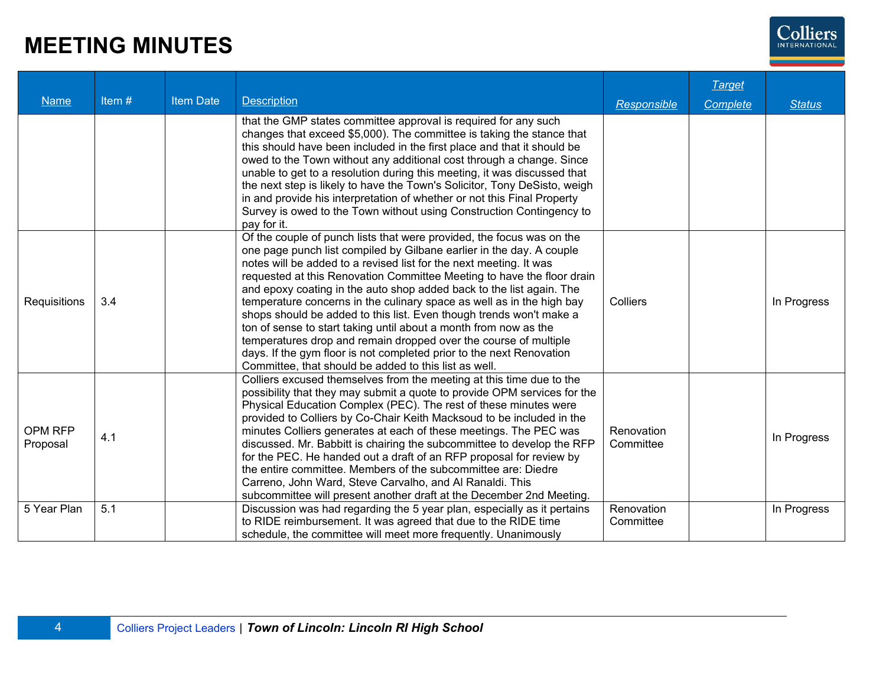# MEETING MINUTES

| Name | Item # | Item Date | Description | Responsible | Target Complete | Status |
|---|---|---|---|---|---|---|
| | | | that the GMP states committee approval is required for any such changes that exceed $5,000). The committee is taking the stance that this should have been included in the first place and that it should be owed to the Town without any additional cost through a change. Since unable to get to a resolution during this meeting, it was discussed that the next step is likely to have the Town's Solicitor, Tony DeSisto, weigh in and provide his interpretation of whether or not this Final Property Survey is owed to the Town without using Construction Contingency to pay for it. | | | |
| Requisitions | 3.4 | | Of the couple of punch lists that were provided, the focus was on the one page punch list compiled by Gilbane earlier in the day. A couple notes will be added to a revised list for the next meeting. It was requested at this Renovation Committee Meeting to have the floor drain and epoxy coating in the auto shop added back to the list again. The temperature concerns in the culinary space as well as in the high bay shops should be added to this list. Even though trends won't make a ton of sense to start taking until about a month from now as the temperatures drop and remain dropped over the course of multiple days. If the gym floor is not completed prior to the next Renovation Committee, that should be added to this list as well. | Colliers | | In Progress |
| OPM RFP Proposal | 4.1 | | Colliers excused themselves from the meeting at this time due to the possibility that they may submit a quote to provide OPM services for the Physical Education Complex (PEC). The rest of these minutes were provided to Colliers by Co-Chair Keith Macksoud to be included in the minutes Colliers generates at each of these meetings. The PEC was discussed. Mr. Babbitt is chairing the subcommittee to develop the RFP for the PEC. He handed out a draft of an RFP proposal for review by the entire committee. Members of the subcommittee are: Diedre Carreno, John Ward, Steve Carvalho, and Al Ranaldi. This subcommittee will present another draft at the December 2nd Meeting. | Renovation Committee | | In Progress |
| 5 Year Plan | 5.1 | | Discussion was had regarding the 5 year plan, especially as it pertains to RIDE reimbursement. It was agreed that due to the RIDE time schedule, the committee will meet more frequently. Unanimously | Renovation Committee | | In Progress |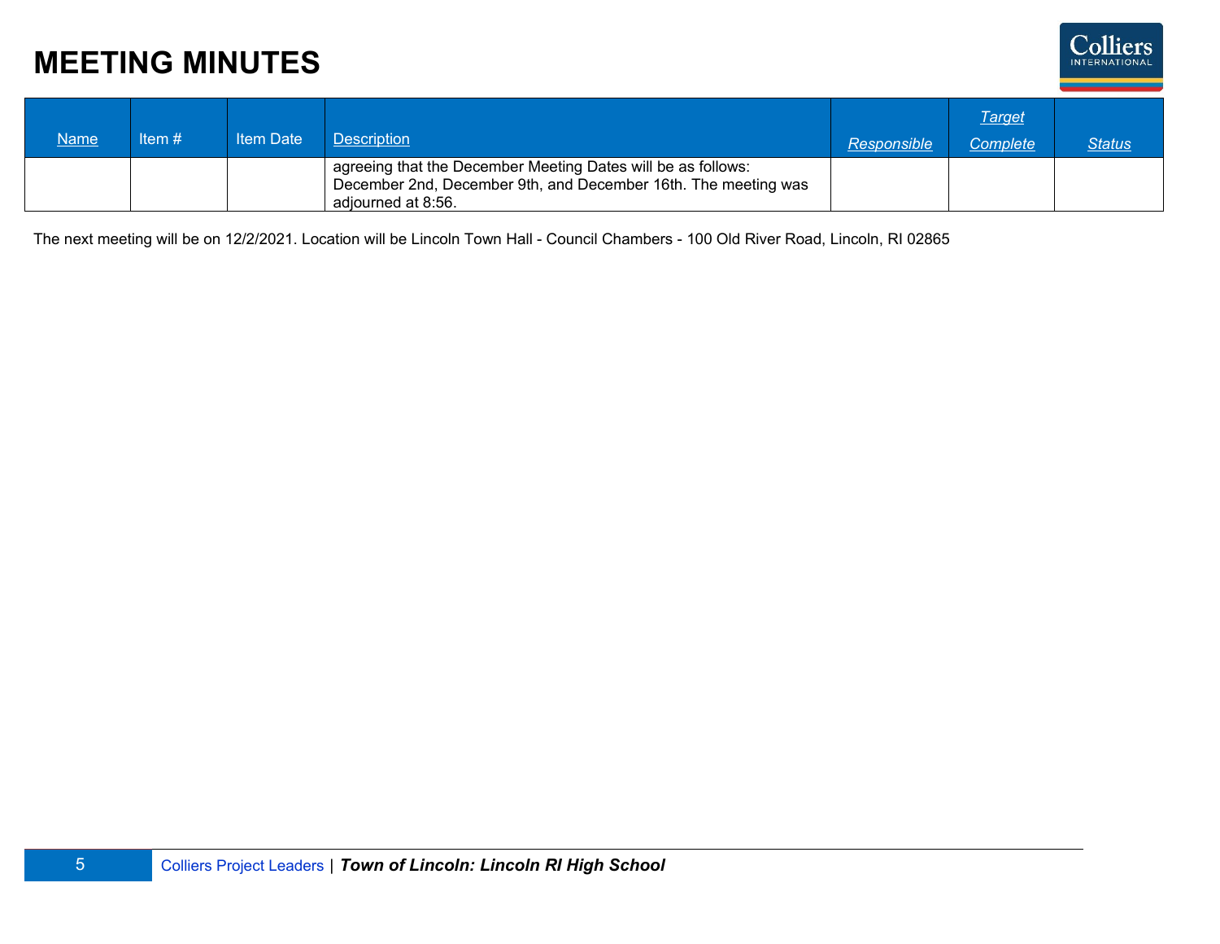# MEETING MINUTES

| Name | Item # | Item Date | Description | *Responsible* | *Target Complete* | *Status* |
|---|---|---|---|---|---|---|
| | | | agreeing that the December Meeting Dates will be as follows: December 2nd, December 9th, and December 16th. The meeting was adjourned at 8:56. | | | |

The next meeting will be on 12/2/2021. Location will be Lincoln Town Hall - Council Chambers - 100 Old River Road, Lincoln, RI 02865